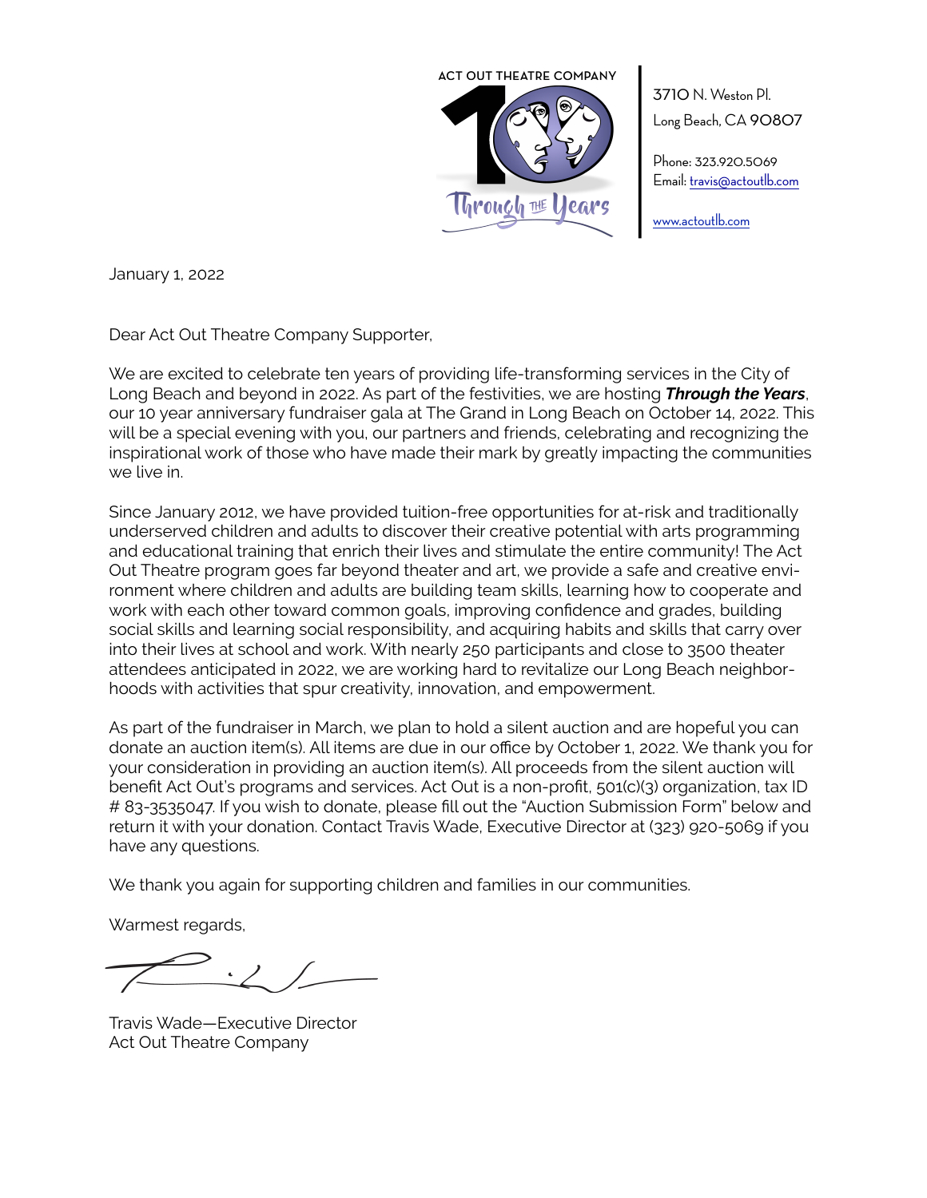ACT OUT THEATRE COMPANY

Through the Years

3710 N. Weston Pl.
Long Beach, CA 90807

Phone: 323.920.5069
Email: travis@actoutlb.com

www.actoutlb.com

January 1, 2022

Dear Act Out Theatre Company Supporter,

We are excited to celebrate ten years of providing life-transforming services in the City of Long Beach and beyond in 2022. As part of the festivities, we are hosting ***Through the Years***, our 10 year anniversary fundraiser gala at The Grand in Long Beach on October 14, 2022. This will be a special evening with you, our partners and friends, celebrating and recognizing the inspirational work of those who have made their mark by greatly impacting the communities we live in.

Since January 2012, we have provided tuition-free opportunities for at-risk and traditionally underserved children and adults to discover their creative potential with arts programming and educational training that enrich their lives and stimulate the entire community! The Act Out Theatre program goes far beyond theater and art, we provide a safe and creative environment where children and adults are building team skills, learning how to cooperate and work with each other toward common goals, improving confidence and grades, building social skills and learning social responsibility, and acquiring habits and skills that carry over into their lives at school and work. With nearly 250 participants and close to 3500 theater attendees anticipated in 2022, we are working hard to revitalize our Long Beach neighborhoods with activities that spur creativity, innovation, and empowerment.

As part of the fundraiser in March, we plan to hold a silent auction and are hopeful you can donate an auction item(s). All items are due in our office by October 1, 2022. We thank you for your consideration in providing an auction item(s). All proceeds from the silent auction will benefit Act Out's programs and services. Act Out is a non-profit, 501(c)(3) organization, tax ID # 83-3535047. If you wish to donate, please fill out the "Auction Submission Form" below and return it with your donation. Contact Travis Wade, Executive Director at (323) 920-5069 if you have any questions.

We thank you again for supporting children and families in our communities.

Warmest regards,

Travis Wade—Executive Director
Act Out Theatre Company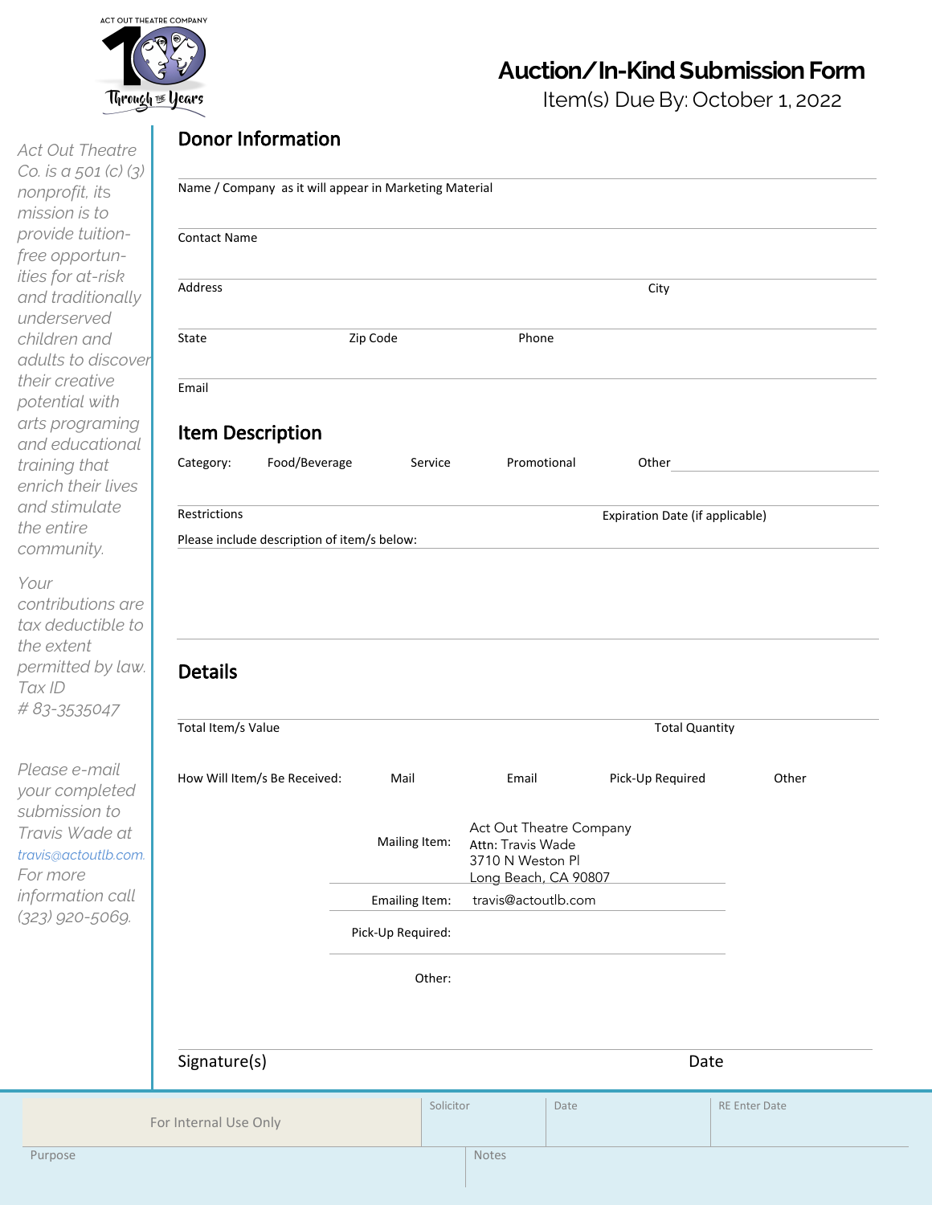ACT OUT THEATRE COMPANY

Through the Years

# Auction/In-Kind Submission Form

Item(s) Due By: October 1, 2022

*Act Out Theatre Co. is a 501 (c) (3) nonprofit, its mission is to provide tuition-free opportunities for at-risk and traditionally underserved children and adults to discover their creative potential with arts programing and educational training that enrich their lives and stimulate the entire community.*

*Your contributions are tax deductible to the extent permitted by law. Tax ID # 83-3535047*

*Please e-mail your completed submission to Travis Wade at travis@actoutlb.com. For more information call (323) 920-5069.*

## Donor Information

Name / Company as it will appear in Marketing Material

Contact Name

Address | City

State | Zip Code | Phone

Email

## Item Description

Category: Food/Beverage | Service | Promotional | Other

Restrictions | Expiration Date (if applicable)

Please include description of item/s below:

## Details

Total Item/s Value | Total Quantity

How Will Item/s Be Received: Mail | Email | Pick-Up Required | Other

Mailing Item: Act Out Theatre Company
Attn: Travis Wade
3710 N Weston Pl
Long Beach, CA 90807

Emailing Item: travis@actoutlb.com

Pick-Up Required:

Other:

Signature(s) | Date

| For Internal Use Only | Solicitor | Date | RE Enter Date |
|---|---|---|---|
| Purpose | Notes | | |